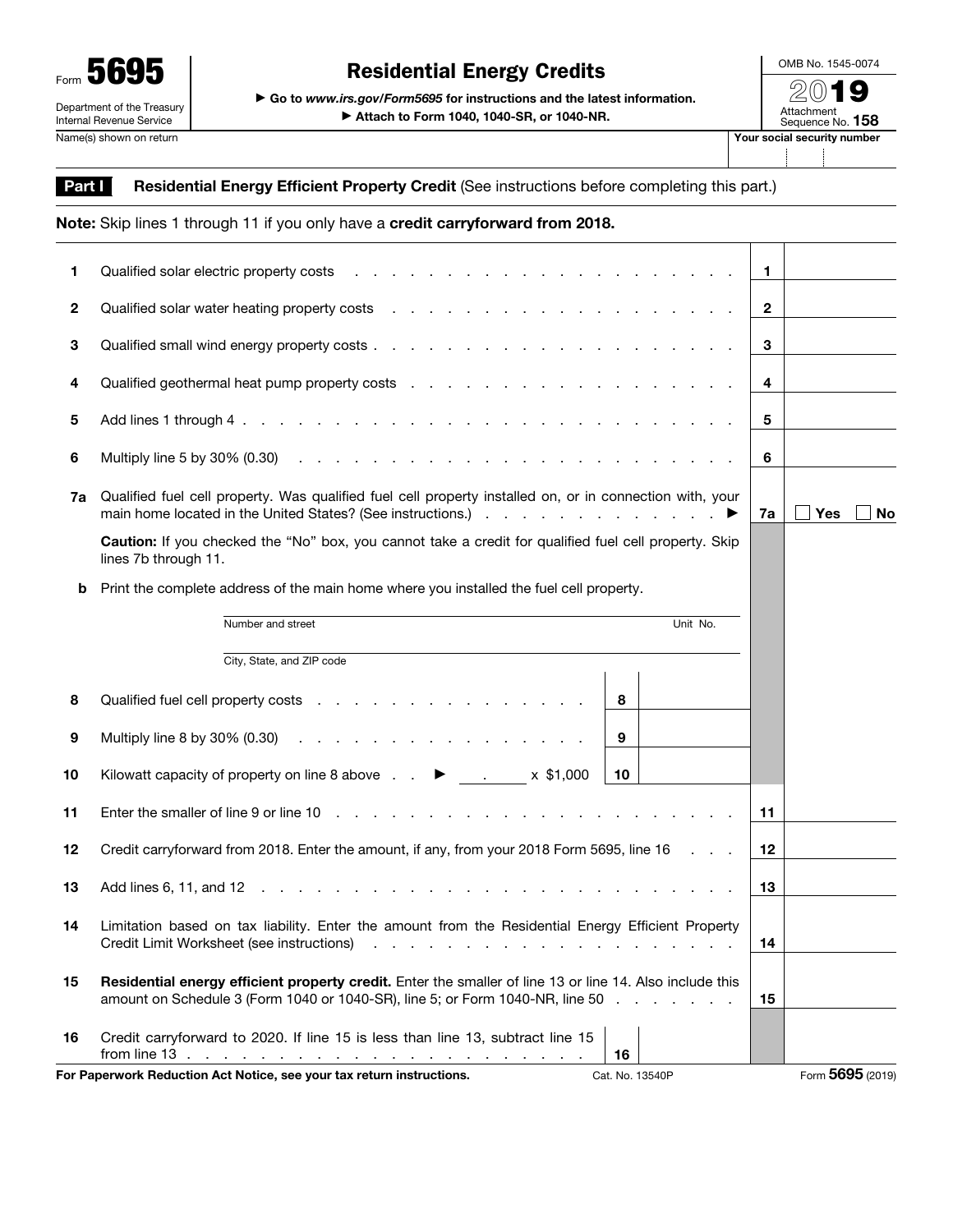Form **5695**

Department of the Treasury
Internal Revenue Service

# Residential Energy Credits

▶ Go to *www.irs.gov/Form5695* for instructions and the latest information.
▶ Attach to Form 1040, 1040-SR, or 1040-NR.

OMB No. 1545-0074
**2019**
Attachment Sequence No. **158**

Name(s) shown on return | Your social security number

## Part I Residential Energy Efficient Property Credit (See instructions before completing this part.)

**Note:** Skip lines 1 through 11 if you only have a **credit carryforward from 2018.**

| Line | Description | | | Line | Amount |
|---|---|---|---|---|---|
| 1 | Qualified solar electric property costs | | | 1 | |
| 2 | Qualified solar water heating property costs | | | 2 | |
| 3 | Qualified small wind energy property costs | | | 3 | |
| 4 | Qualified geothermal heat pump property costs | | | 4 | |
| 5 | Add lines 1 through 4 | | | 5 | |
| 6 | Multiply line 5 by 30% (0.30) | | | 6 | |
| 7a | Qualified fuel cell property. Was qualified fuel cell property installed on, or in connection with, your main home located in the United States? (See instructions.) ▶ | | | 7a | ☐ Yes ☐ No |
| | **Caution:** If you checked the "No" box, you cannot take a credit for qualified fuel cell property. Skip lines 7b through 11. | | | | |
| b | Print the complete address of the main home where you installed the fuel cell property. Number and street / Unit No. / City, State, and ZIP code | | | | |
| 8 | Qualified fuel cell property costs | 8 | | | |
| 9 | Multiply line 8 by 30% (0.30) | 9 | | | |
| 10 | Kilowatt capacity of property on line 8 above ▶ ______ . ______ x $1,000 | 10 | | | |
| 11 | Enter the smaller of line 9 or line 10 | | | 11 | |
| 12 | Credit carryforward from 2018. Enter the amount, if any, from your 2018 Form 5695, line 16 | | | 12 | |
| 13 | Add lines 6, 11, and 12 | | | 13 | |
| 14 | Limitation based on tax liability. Enter the amount from the Residential Energy Efficient Property Credit Limit Worksheet (see instructions) | | | 14 | |
| 15 | **Residential energy efficient property credit.** Enter the smaller of line 13 or line 14. Also include this amount on Schedule 3 (Form 1040 or 1040-SR), line 5; or Form 1040-NR, line 50 | | | 15 | |
| 16 | Credit carryforward to 2020. If line 15 is less than line 13, subtract line 15 from line 13 | 16 | | | |

**For Paperwork Reduction Act Notice, see your tax return instructions.** Cat. No. 13540P Form **5695** (2019)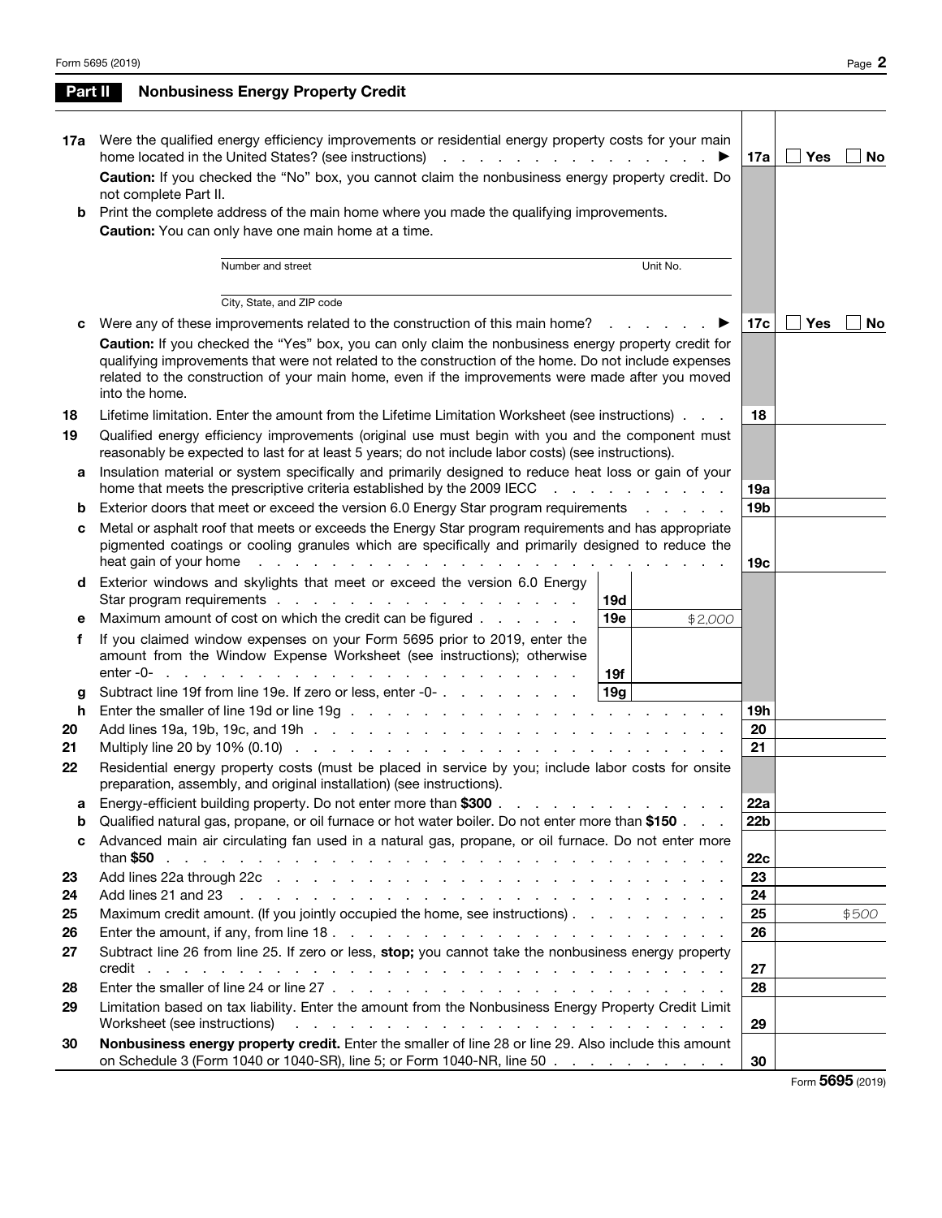## Part II Nonbusiness Energy Property Credit

**17a** Were the qualified energy efficiency improvements or residential energy property costs for your main home located in the United States? (see instructions) . . . ▶ **17a** ☐ Yes ☐ No

**Caution:** If you checked the "No" box, you cannot claim the nonbusiness energy property credit. Do not complete Part II.

**b** Print the complete address of the main home where you made the qualifying improvements.
**Caution:** You can only have one main home at a time.

Number and street _______________ Unit No. _______

City, State, and ZIP code _______________

**c** Were any of these improvements related to the construction of this main home? . . . ▶ **17c** ☐ Yes ☐ No

**Caution:** If you checked the "Yes" box, you can only claim the nonbusiness energy property credit for qualifying improvements that were not related to the construction of the home. Do not include expenses related to the construction of your main home, even if the improvements were made after you moved into the home.

| Line | Description | Sub-line | Sub-amount | Line | Amount |
|---|---|---|---|---|---|
| 18 | Lifetime limitation. Enter the amount from the Lifetime Limitation Worksheet (see instructions) | | | 18 | |
| 19 | Qualified energy efficiency improvements (original use must begin with you and the component must reasonably be expected to last for at least 5 years; do not include labor costs) (see instructions). | | | | |
| a | Insulation material or system specifically and primarily designed to reduce heat loss or gain of your home that meets the prescriptive criteria established by the 2009 IECC | | | 19a | |
| b | Exterior doors that meet or exceed the version 6.0 Energy Star program requirements | | | 19b | |
| c | Metal or asphalt roof that meets or exceeds the Energy Star program requirements and has appropriate pigmented coatings or cooling granules which are specifically and primarily designed to reduce the heat gain of your home | | | 19c | |
| d | Exterior windows and skylights that meet or exceed the version 6.0 Energy Star program requirements | 19d | | | |
| e | Maximum amount of cost on which the credit can be figured | 19e | $2,000 | | |
| f | If you claimed window expenses on your Form 5695 prior to 2019, enter the amount from the Window Expense Worksheet (see instructions); otherwise enter -0- | 19f | | | |
| g | Subtract line 19f from line 19e. If zero or less, enter -0- | 19g | | | |
| h | Enter the smaller of line 19d or line 19g | | | 19h | |
| 20 | Add lines 19a, 19b, 19c, and 19h | | | 20 | |
| 21 | Multiply line 20 by 10% (0.10) | | | 21 | |
| 22 | Residential energy property costs (must be placed in service by you; include labor costs for onsite preparation, assembly, and original installation) (see instructions). | | | | |
| a | Energy-efficient building property. Do not enter more than **$300** | | | 22a | |
| b | Qualified natural gas, propane, or oil furnace or hot water boiler. Do not enter more than **$150** | | | 22b | |
| c | Advanced main air circulating fan used in a natural gas, propane, or oil furnace. Do not enter more than **$50** | | | 22c | |
| 23 | Add lines 22a through 22c | | | 23 | |
| 24 | Add lines 21 and 23 | | | 24 | |
| 25 | Maximum credit amount. (If you jointly occupied the home, see instructions) | | | 25 | $500 |
| 26 | Enter the amount, if any, from line 18 | | | 26 | |
| 27 | Subtract line 26 from line 25. If zero or less, **stop;** you cannot take the nonbusiness energy property credit | | | 27 | |
| 28 | Enter the smaller of line 24 or line 27 | | | 28 | |
| 29 | Limitation based on tax liability. Enter the amount from the Nonbusiness Energy Property Credit Limit Worksheet (see instructions) | | | 29 | |
| 30 | **Nonbusiness energy property credit.** Enter the smaller of line 28 or line 29. Also include this amount on Schedule 3 (Form 1040 or 1040-SR), line 5; or Form 1040-NR, line 50 | | | 30 | |

Form **5695** (2019)